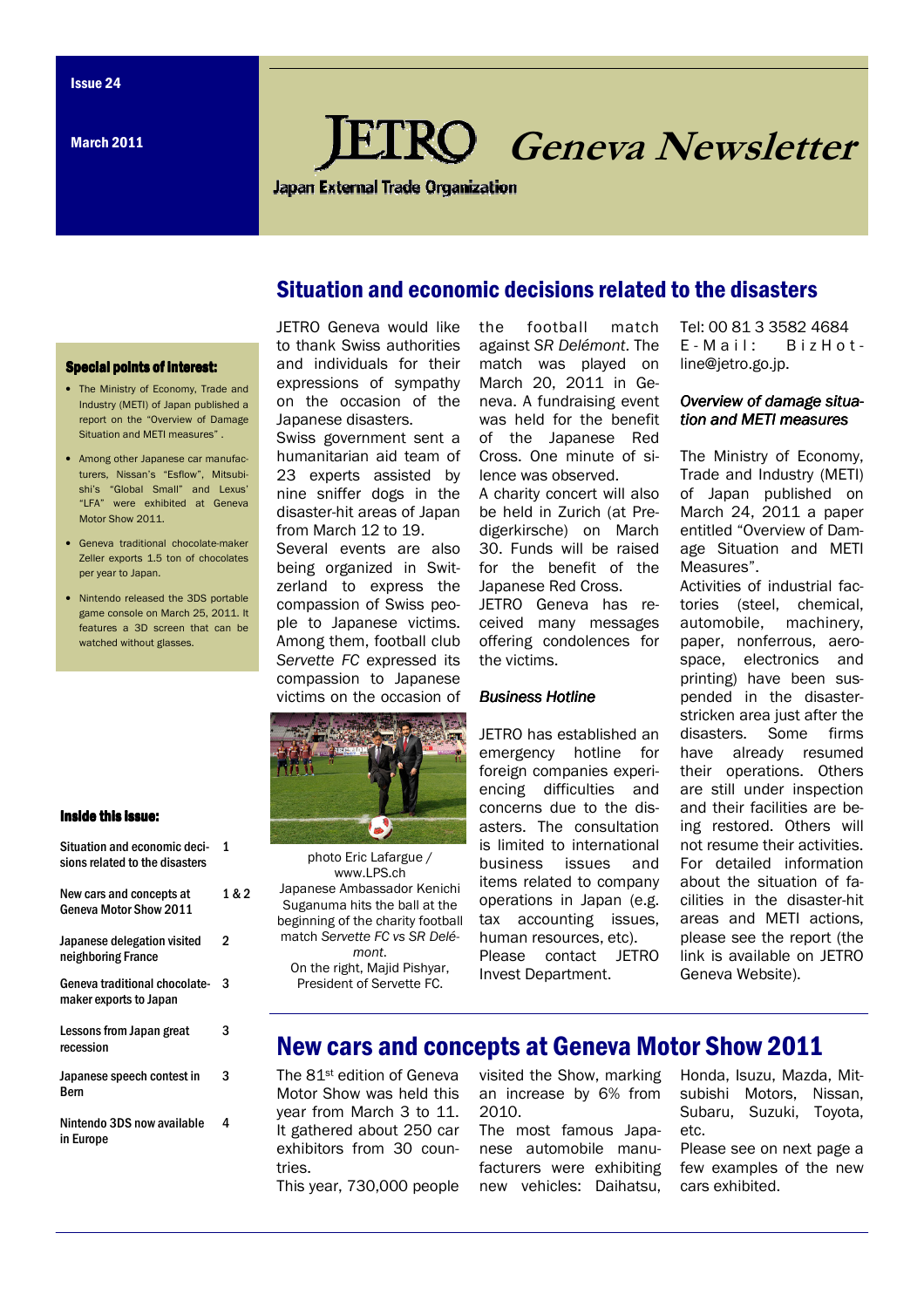Issue 24

March 2011

# JETRO Geneva Newsletter

Japan External Trade Organization

### Special points of interest:

- The Ministry of Economy, Trade and Industry (METI) of Japan published a report on the "Overview of Damage Situation and METI measures" .
- Among other Japanese car manufacturers, Nissan's "Esflow", Mitsubishi's "Global Small" and Lexus' "LFA" were exhibited at Geneva Motor Show 2011.
- Geneva traditional chocolate-maker Zeller exports 1.5 ton of chocolates per year to Japan.
- Nintendo released the 3DS portable game console on March 25, 2011. It features a 3D screen that can be watched without glasses.

### Inside this issue:

| | |
|---|---|
| Situation and economic decisions related to the disasters | 1 |
| New cars and concepts at Geneva Motor Show 2011 | 1 & 2 |
| Japanese delegation visited neighboring France | 2 |
| Geneva traditional chocolate-maker exports to Japan | 3 |
| Lessons from Japan great recession | 3 |
| Japanese speech contest in Bern | 3 |
| Nintendo 3DS now available in Europe | 4 |

## Situation and economic decisions related to the disasters

JETRO Geneva would like to thank Swiss authorities and individuals for their expressions of sympathy on the occasion of the Japanese disasters.

Swiss government sent a humanitarian aid team of 23 experts assisted by nine sniffer dogs in the disaster-hit areas of Japan from March 12 to 19.

Several events are also being organized in Switzerland to express the compassion of Swiss people to Japanese victims. Among them, football club *Servette FC* expressed its compassion to Japanese victims on the occasion of the football match against *SR Delémont*. The match was played on March 20, 2011 in Geneva. A fundraising event was held for the benefit of the Japanese Red Cross. One minute of silence was observed.

A charity concert will also be held in Zurich (at Predigerkirsche) on March 30. Funds will be raised for the benefit of the Japanese Red Cross.

JETRO Geneva has received many messages offering condolences for the victims.

photo Eric Lafargue / www.LPS.ch
Japanese Ambassador Kenichi Suganuma hits the ball at the beginning of the charity football match *Servette FC vs SR Delémont*.
On the right, Majid Pishyar, President of Servette FC.

### *Business Hotline*

JETRO has established an emergency hotline for foreign companies experiencing difficulties and concerns due to the disasters. The consultation is limited to international business issues and items related to company operations in Japan (e.g. tax accounting issues, human resources, etc).

Please contact JETRO Invest Department.

Tel: 00 81 3 3582 4684
E-Mail: BizHotline@jetro.go.jp.

### *Overview of damage situation and METI measures*

The Ministry of Economy, Trade and Industry (METI) of Japan published on March 24, 2011 a paper entitled "Overview of Damage Situation and METI Measures".

Activities of industrial factories (steel, chemical, automobile, machinery, paper, nonferrous, aerospace, electronics and printing) have been suspended in the disaster-stricken area just after the disasters. Some firms have already resumed their operations. Others are still under inspection and their facilities are being restored. Others will not resume their activities. For detailed information about the situation of facilities in the disaster-hit areas and METI actions, please see the report (the link is available on JETRO Geneva Website).

## New cars and concepts at Geneva Motor Show 2011

The 81st edition of Geneva Motor Show was held this year from March 3 to 11. It gathered about 250 car exhibitors from 30 countries.

This year, 730,000 people visited the Show, marking an increase by 6% from 2010.

The most famous Japanese automobile manufacturers were exhibiting new vehicles: Daihatsu, Honda, Isuzu, Mazda, Mitsubishi Motors, Nissan, Subaru, Suzuki, Toyota, etc.

Please see on next page a few examples of the new cars exhibited.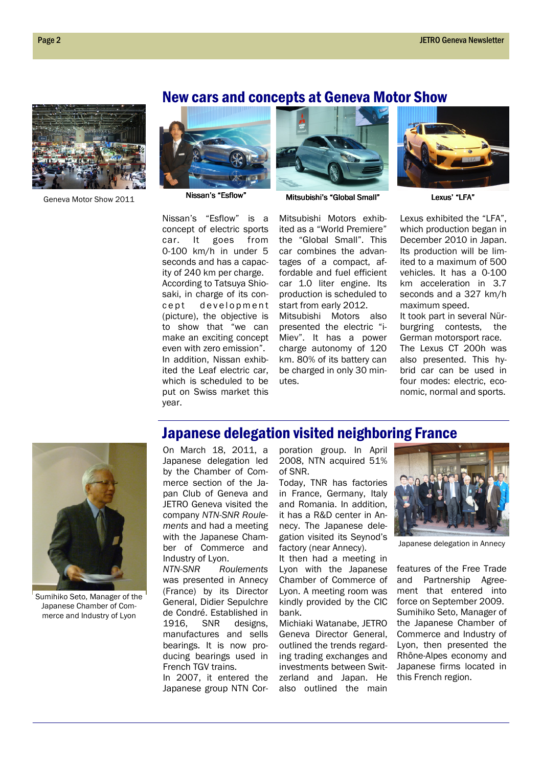## New cars and concepts at Geneva Motor Show

Geneva Motor Show 2011

Nissan's "Esflow"

Mitsubishi's "Global Small"

Lexus' "LFA"

Nissan's "Esflow" is a concept of electric sports car. It goes from 0-100 km/h in under 5 seconds and has a capacity of 240 km per charge. According to Tatsuya Shiosaki, in charge of its concept development (picture), the objective is to show that "we can make an exciting concept even with zero emission". In addition, Nissan exhibited the Leaf electric car, which is scheduled to be put on Swiss market this year.

Mitsubishi Motors exhibited as a "World Premiere" the "Global Small". This car combines the advantages of a compact, affordable and fuel efficient car 1.0 liter engine. Its production is scheduled to start from early 2012. Mitsubishi Motors also presented the electric "i-Miev". It has a power charge autonomy of 120 km. 80% of its battery can be charged in only 30 minutes.

Lexus exhibited the "LFA", which production began in December 2010 in Japan. Its production will be limited to a maximum of 500 vehicles. It has a 0-100 km acceleration in 3.7 seconds and a 327 km/h maximum speed.
It took part in several Nürburgring contests, the German motorsport race.
The Lexus CT 200h was also presented. This hybrid car can be used in four modes: electric, economic, normal and sports.

## Japanese delegation visited neighboring France

Sumihiko Seto, Manager of the Japanese Chamber of Commerce and Industry of Lyon

On March 18, 2011, a Japanese delegation led by the Chamber of Commerce section of the Japan Club of Geneva and JETRO Geneva visited the company *NTN-SNR Roulements* and had a meeting with the Japanese Chamber of Commerce and Industry of Lyon.
*NTN-SNR Roulements* was presented in Annecy (France) by its Director General, Didier Sepulchre de Condré. Established in 1916, SNR designs, manufactures and sells bearings. It is now producing bearings used in French TGV trains.
In 2007, it entered the Japanese group NTN Corporation group. In April 2008, NTN acquired 51% of SNR.
Today, TNR has factories in France, Germany, Italy and Romania. In addition, it has a R&D center in Annecy. The Japanese delegation visited its Seynod's factory (near Annecy).
It then had a meeting in Lyon with the Japanese Chamber of Commerce of Lyon. A meeting room was kindly provided by the CIC bank.
Michiaki Watanabe, JETRO Geneva Director General, outlined the trends regarding trading exchanges and investments between Switzerland and Japan. He also outlined the main features of the Free Trade and Partnership Agreement that entered into force on September 2009.
Sumihiko Seto, Manager of the Japanese Chamber of Commerce and Industry of Lyon, then presented the Rhône-Alpes economy and Japanese firms located in this French region.

Japanese delegation in Annecy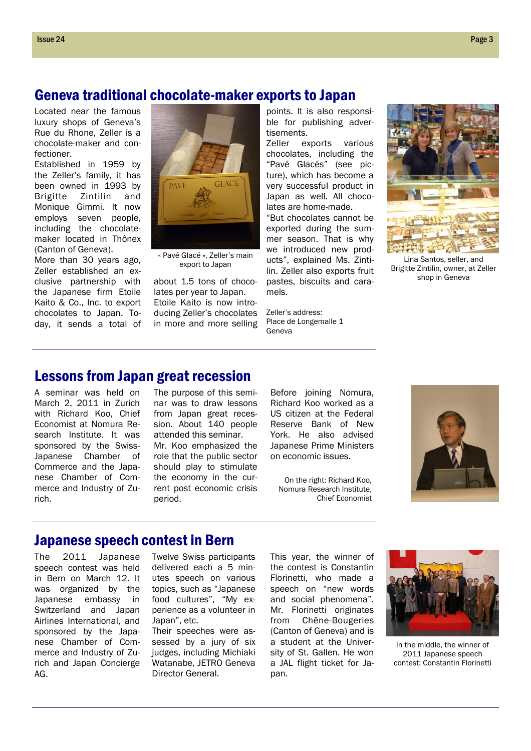## Geneva traditional chocolate-maker exports to Japan

Located near the famous luxury shops of Geneva's Rue du Rhone, Zeller is a chocolate-maker and confectioner.

Established in 1959 by the Zeller's family, it has been owned in 1993 by Brigitte Zintilin and Monique Gimmi. It now employs seven people, including the chocolate-maker located in Thônex (Canton of Geneva).

More than 30 years ago, Zeller established an exclusive partnership with the Japanese firm Etoile Kaito & Co., Inc. to export chocolates to Japan. Today, it sends a total of about 1.5 tons of chocolates per year to Japan.

Etoile Kaito is now introducing Zeller's chocolates in more and more selling points. It is also responsible for publishing advertisements.

Zeller exports various chocolates, including the "Pavé Glacés" (see picture), which has become a very successful product in Japan as well. All chocolates are home-made.

"But chocolates cannot be exported during the summer season. That is why we introduced new products", explained Ms. Zintilin. Zeller also exports fruit pastes, biscuits and caramels.

Zeller's address:
Place de Longemalle 1
Geneva

« Pavé Glacé », Zeller's main export to Japan

Lina Santos, seller, and Brigitte Zintilin, owner, at Zeller shop in Geneva

## Lessons from Japan great recession

A seminar was held on March 2, 2011 in Zurich with Richard Koo, Chief Economist at Nomura Research Institute. It was sponsored by the Swiss-Japanese Chamber of Commerce and the Japanese Chamber of Commerce and Industry of Zurich.

The purpose of this seminar was to draw lessons from Japan great recession. About 140 people attended this seminar.

Mr. Koo emphasized the role that the public sector should play to stimulate the economy in the current post economic crisis period.

Before joining Nomura, Richard Koo worked as a US citizen at the Federal Reserve Bank of New York. He also advised Japanese Prime Ministers on economic issues.

On the right: Richard Koo, Nomura Research Institute, Chief Economist

## Japanese speech contest in Bern

The 2011 Japanese speech contest was held in Bern on March 12. It was organized by the Japanese embassy in Switzerland and Japan Airlines International, and sponsored by the Japanese Chamber of Commerce and Industry of Zurich and Japan Concierge AG.

Twelve Swiss participants delivered each a 5 minutes speech on various topics, such as "Japanese food cultures", "My experience as a volunteer in Japan", etc.

Their speeches were assessed by a jury of six judges, including Michiaki Watanabe, JETRO Geneva Director General.

This year, the winner of the contest is Constantin Florinetti, who made a speech on "new words and social phenomena". Mr. Florinetti originates from Chêne-Bougeries (Canton of Geneva) and is a student at the University of St. Gallen. He won a JAL flight ticket for Japan.

In the middle, the winner of 2011 Japanese speech contest: Constantin Florinetti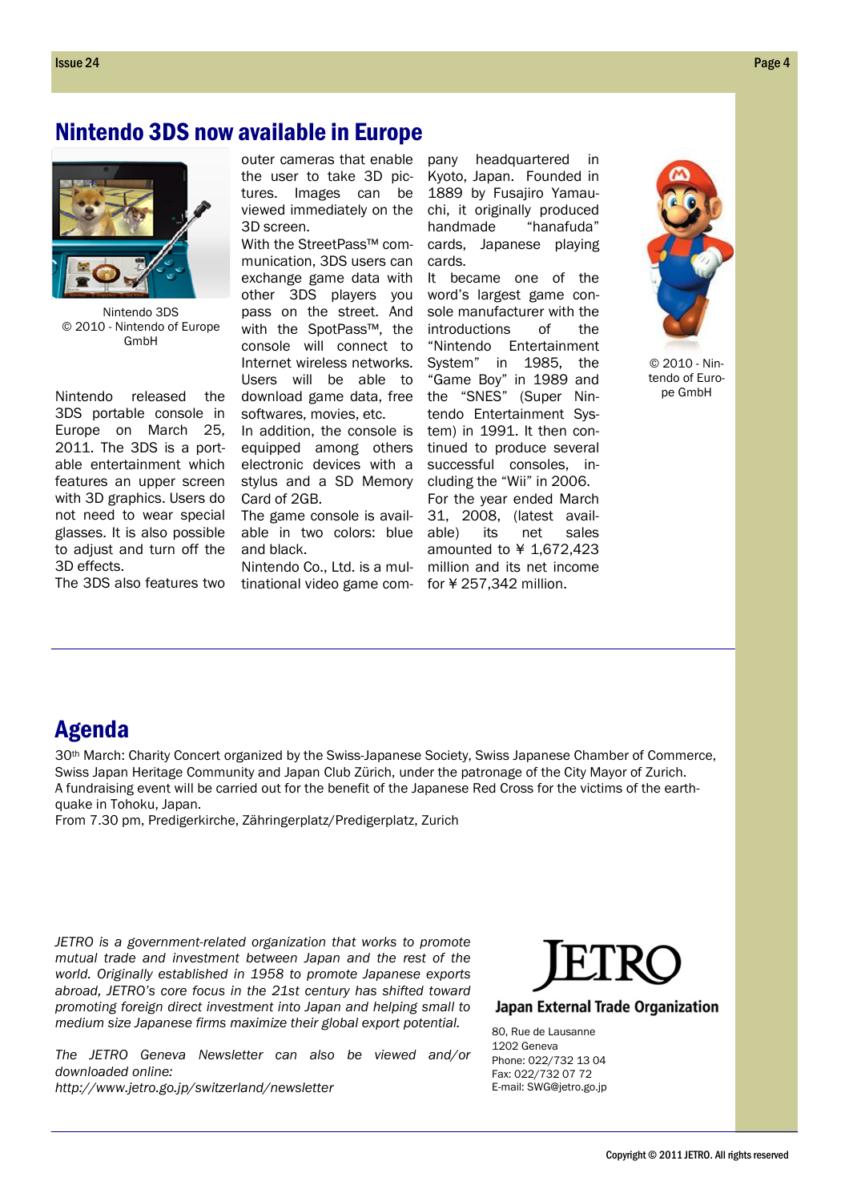## Nintendo 3DS now available in Europe

Nintendo 3DS
© 2010 - Nintendo of Europe GmbH

Nintendo released the 3DS portable console in Europe on March 25, 2011. The 3DS is a portable entertainment which features an upper screen with 3D graphics. Users do not need to wear special glasses. It is also possible to adjust and turn off the 3D effects.

The 3DS also features two outer cameras that enable the user to take 3D pictures. Images can be viewed immediately on the 3D screen.

With the StreetPass™ communication, 3DS users can exchange game data with other 3DS players you pass on the street. And with the SpotPass™, the console will connect to Internet wireless networks. Users will be able to download game data, free softwares, movies, etc.

In addition, the console is equipped among others electronic devices with a stylus and a SD Memory Card of 2GB.

The game console is available in two colors: blue and black.

Nintendo Co., Ltd. is a multinational video game company headquartered in Kyoto, Japan. Founded in 1889 by Fusajiro Yamauchi, it originally produced handmade "hanafuda" cards, Japanese playing cards.

It became one of the word's largest game console manufacturer with the introductions of the "Nintendo Entertainment System" in 1985, the "Game Boy" in 1989 and the "SNES" (Super Nintendo Entertainment System) in 1991. It then continued to produce several successful consoles, including the "Wii" in 2006.

For the year ended March 31, 2008, (latest available) its net sales amounted to ¥ 1,672,423 million and its net income for ¥ 257,342 million.

© 2010 - Nintendo of Europe GmbH

## Agenda

30th March: Charity Concert organized by the Swiss-Japanese Society, Swiss Japanese Chamber of Commerce, Swiss Japan Heritage Community and Japan Club Zürich, under the patronage of the City Mayor of Zurich.
A fundraising event will be carried out for the benefit of the Japanese Red Cross for the victims of the earthquake in Tohoku, Japan.
From 7.30 pm, Predigerkirche, Zähringerplatz/Predigerplatz, Zurich

*JETRO is a government-related organization that works to promote mutual trade and investment between Japan and the rest of the world. Originally established in 1958 to promote Japanese exports abroad, JETRO's core focus in the 21st century has shifted toward promoting foreign direct investment into Japan and helping small to medium size Japanese firms maximize their global export potential.*

*The JETRO Geneva Newsletter can also be viewed and/or downloaded online:*
*http://www.jetro.go.jp/switzerland/newsletter*

**JETRO**
**Japan External Trade Organization**

80, Rue de Lausanne
1202 Geneva
Phone: 022/732 13 04
Fax: 022/732 07 72
E-mail: SWG@jetro.go.jp

Copyright © 2011 JETRO. All rights reserved